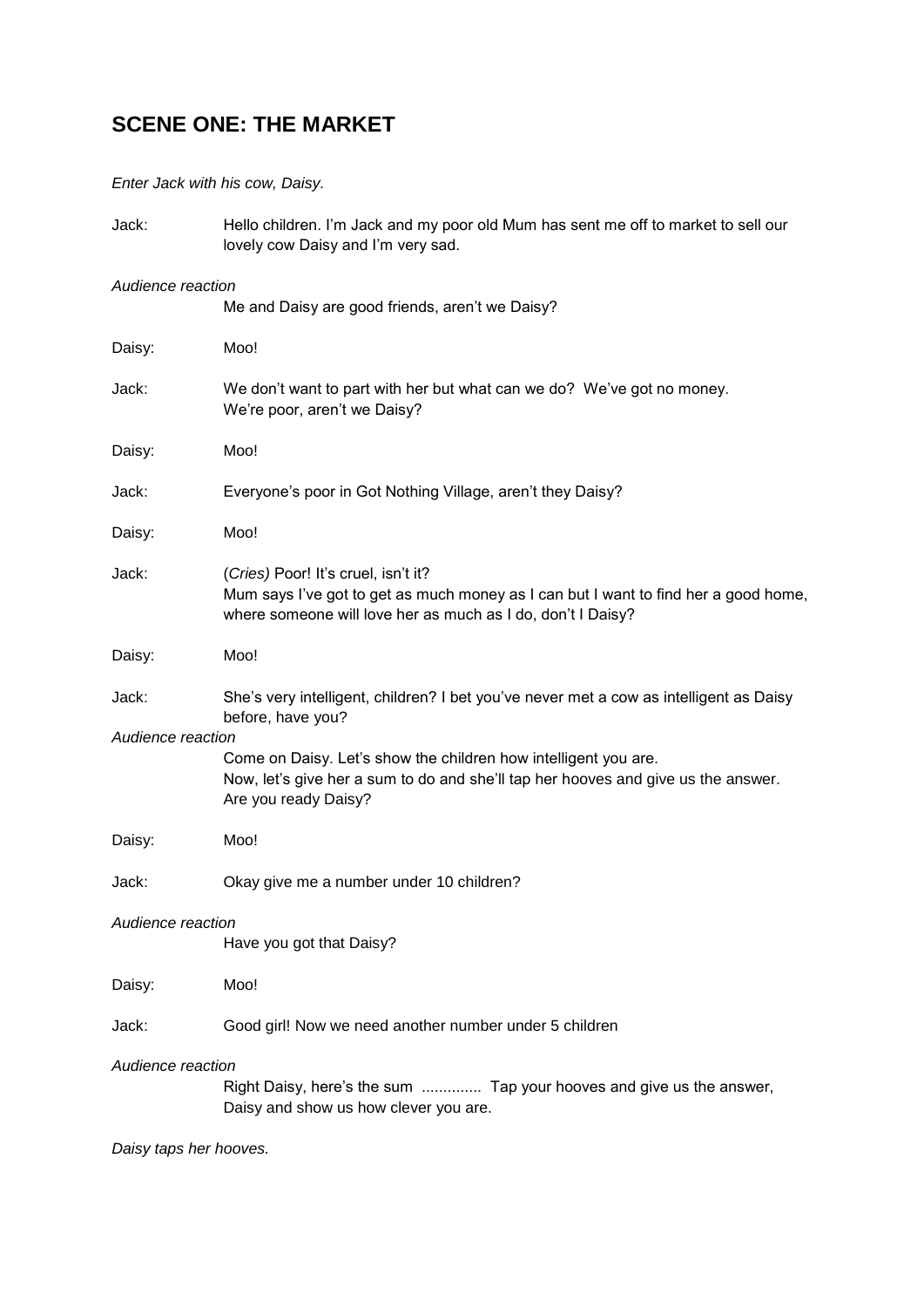## SCENE ONE: THE MARKET

*Enter Jack with his cow, Daisy.*

Jack: Hello children. I'm Jack and my poor old Mum has sent me off to market to sell our lovely cow Daisy and I'm very sad.

*Audience reaction*

Me and Daisy are good friends, aren't we Daisy?

Daisy: Moo!

Jack: We don't want to part with her but what can we do? We've got no money. We're poor, aren't we Daisy?

Daisy: Moo!

Jack: Everyone's poor in Got Nothing Village, aren't they Daisy?

Daisy: Moo!

Jack: (*Cries)* Poor! It's cruel, isn't it?
Mum says I've got to get as much money as I can but I want to find her a good home, where someone will love her as much as I do, don't I Daisy?

Daisy: Moo!

Jack: She's very intelligent, children? I bet you've never met a cow as intelligent as Daisy before, have you?

*Audience reaction*

Come on Daisy. Let's show the children how intelligent you are.
Now, let's give her a sum to do and she'll tap her hooves and give us the answer.
Are you ready Daisy?

Daisy: Moo!

Jack: Okay give me a number under 10 children?

*Audience reaction*

Have you got that Daisy?

Daisy: Moo!

Jack: Good girl! Now we need another number under 5 children

*Audience reaction*

Right Daisy, here's the sum .............. Tap your hooves and give us the answer, Daisy and show us how clever you are.

*Daisy taps her hooves.*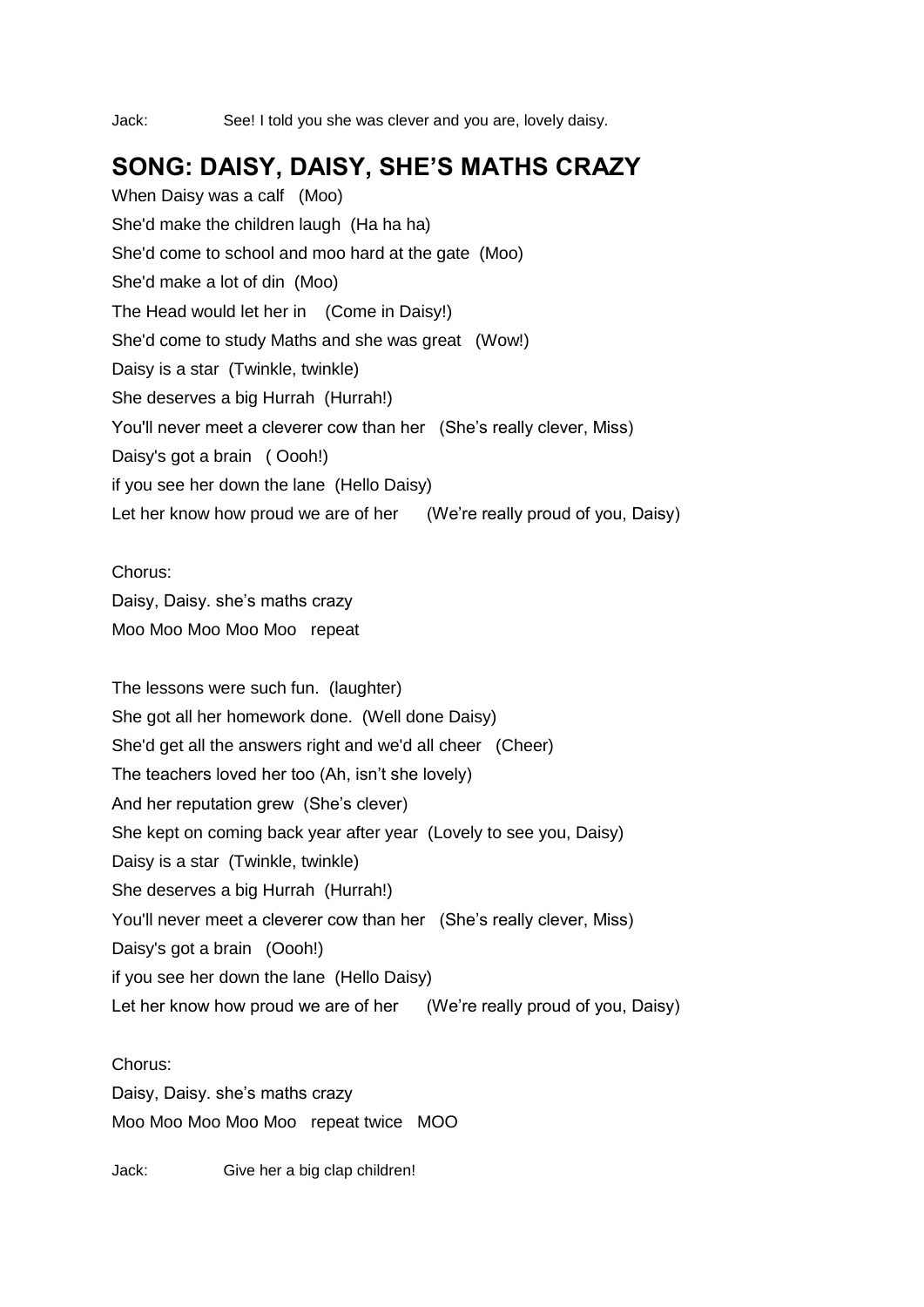Jack: See! I told you she was clever and you are, lovely daisy.

## SONG: DAISY, DAISY, SHE'S MATHS CRAZY

When Daisy was a calf (Moo)
She'd make the children laugh (Ha ha ha)
She'd come to school and moo hard at the gate (Moo)
She'd make a lot of din (Moo)
The Head would let her in (Come in Daisy!)
She'd come to study Maths and she was great (Wow!)
Daisy is a star (Twinkle, twinkle)
She deserves a big Hurrah (Hurrah!)
You'll never meet a cleverer cow than her (She's really clever, Miss)
Daisy's got a brain ( Oooh!)
if you see her down the lane (Hello Daisy)
Let her know how proud we are of her (We're really proud of you, Daisy)

Chorus:
Daisy, Daisy. she's maths crazy
Moo Moo Moo Moo Moo repeat

The lessons were such fun. (laughter)
She got all her homework done. (Well done Daisy)
She'd get all the answers right and we'd all cheer (Cheer)
The teachers loved her too (Ah, isn't she lovely)
And her reputation grew (She's clever)
She kept on coming back year after year (Lovely to see you, Daisy)
Daisy is a star (Twinkle, twinkle)
She deserves a big Hurrah (Hurrah!)
You'll never meet a cleverer cow than her (She's really clever, Miss)
Daisy's got a brain (Oooh!)
if you see her down the lane (Hello Daisy)
Let her know how proud we are of her (We're really proud of you, Daisy)

Chorus:
Daisy, Daisy. she's maths crazy
Moo Moo Moo Moo Moo repeat twice MOO

Jack: Give her a big clap children!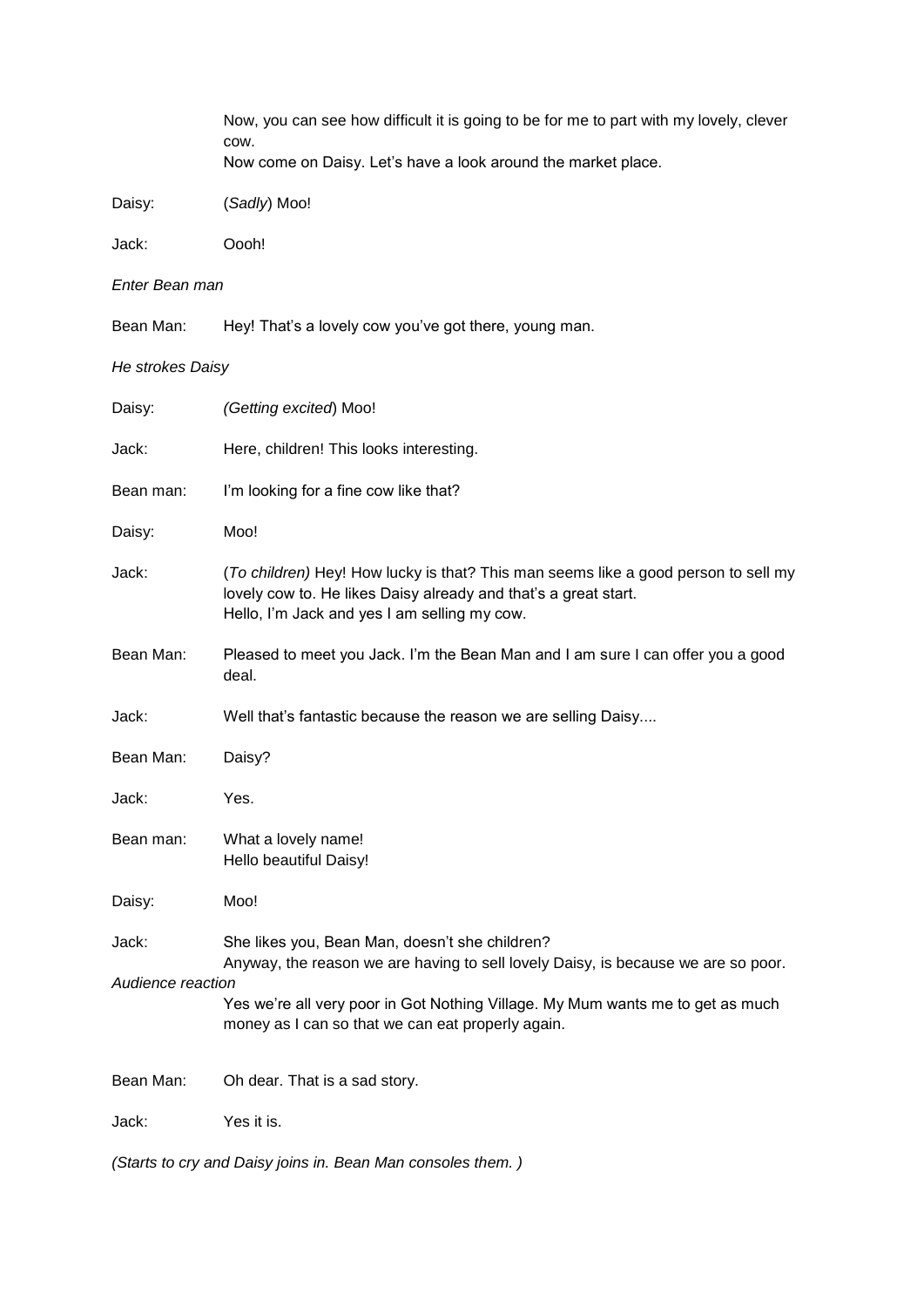Now, you can see how difficult it is going to be for me to part with my lovely, clever cow.
Now come on Daisy. Let's have a look around the market place.

Daisy: (*Sadly*) Moo!

Jack: Oooh!

*Enter Bean man*

Bean Man: Hey! That's a lovely cow you've got there, young man.

*He strokes Daisy*

Daisy: *(Getting excited*) Moo!

Jack: Here, children! This looks interesting.

Bean man: I'm looking for a fine cow like that?

Daisy: Moo!

Jack: (*To children)* Hey! How lucky is that? This man seems like a good person to sell my lovely cow to. He likes Daisy already and that's a great start.
Hello, I'm Jack and yes I am selling my cow.

Bean Man: Pleased to meet you Jack. I'm the Bean Man and I am sure I can offer you a good deal.

Jack: Well that's fantastic because the reason we are selling Daisy....

Bean Man: Daisy?

Jack: Yes.

Bean man: What a lovely name!
Hello beautiful Daisy!

Daisy: Moo!

Jack: She likes you, Bean Man, doesn't she children?
Anyway, the reason we are having to sell lovely Daisy, is because we are so poor.

*Audience reaction*

Yes we're all very poor in Got Nothing Village. My Mum wants me to get as much money as I can so that we can eat properly again.

Bean Man: Oh dear. That is a sad story.

Jack: Yes it is.

*(Starts to cry and Daisy joins in. Bean Man consoles them. )*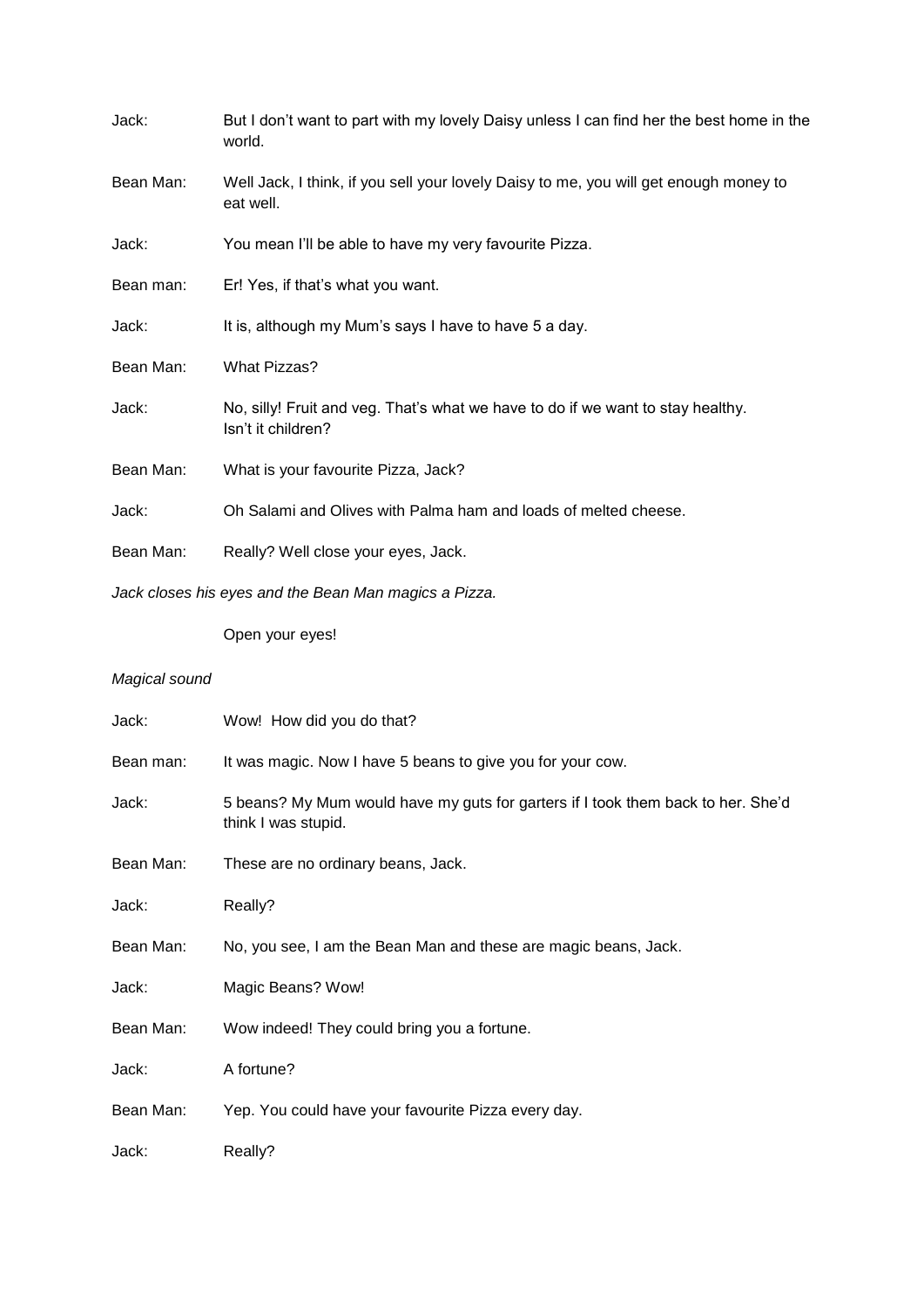Jack: But I don't want to part with my lovely Daisy unless I can find her the best home in the world.

Bean Man: Well Jack, I think, if you sell your lovely Daisy to me, you will get enough money to eat well.

Jack: You mean I'll be able to have my very favourite Pizza.

Bean man: Er! Yes, if that's what you want.

Jack: It is, although my Mum's says I have to have 5 a day.

Bean Man: What Pizzas?

Jack: No, silly! Fruit and veg. That's what we have to do if we want to stay healthy. Isn't it children?

Bean Man: What is your favourite Pizza, Jack?

Jack: Oh Salami and Olives with Palma ham and loads of melted cheese.

Bean Man: Really? Well close your eyes, Jack.

*Jack closes his eyes and the Bean Man magics a Pizza.*

Open your eyes!

*Magical sound*

Jack: Wow! How did you do that?

Bean man: It was magic. Now I have 5 beans to give you for your cow.

Jack: 5 beans? My Mum would have my guts for garters if I took them back to her. She'd think I was stupid.

Bean Man: These are no ordinary beans, Jack.

Jack: Really?

Bean Man: No, you see, I am the Bean Man and these are magic beans, Jack.

Jack: Magic Beans? Wow!

Bean Man: Wow indeed! They could bring you a fortune.

Jack: A fortune?

Bean Man: Yep. You could have your favourite Pizza every day.

Jack: Really?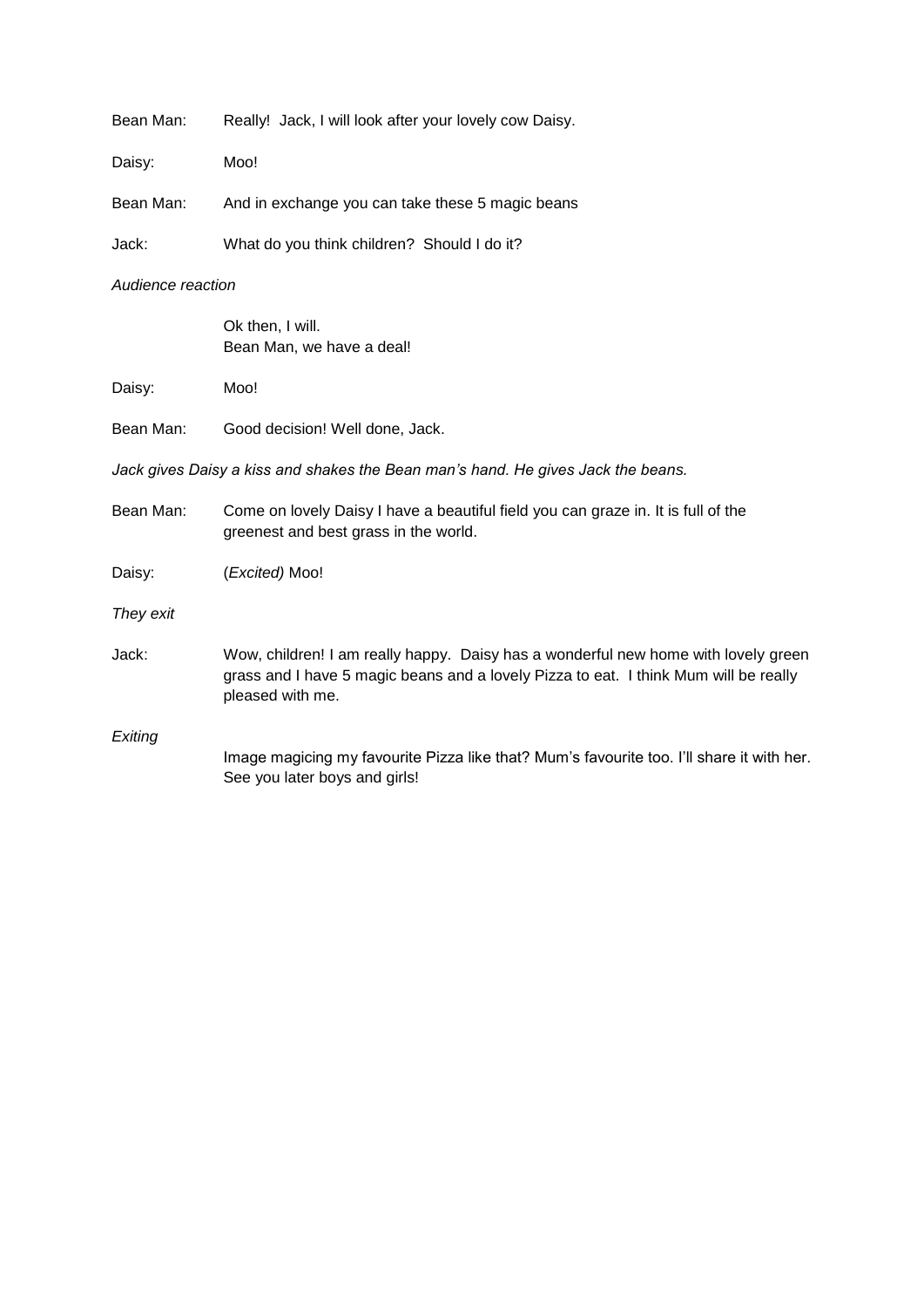Bean Man: Really! Jack, I will look after your lovely cow Daisy.

Daisy: Moo!

Bean Man: And in exchange you can take these 5 magic beans

Jack: What do you think children? Should I do it?

*Audience reaction*

Ok then, I will.
Bean Man, we have a deal!

Daisy: Moo!

Bean Man: Good decision! Well done, Jack.

*Jack gives Daisy a kiss and shakes the Bean man's hand. He gives Jack the beans.*

Bean Man: Come on lovely Daisy I have a beautiful field you can graze in. It is full of the greenest and best grass in the world.

Daisy: (*Excited)* Moo!

*They exit*

Jack: Wow, children! I am really happy. Daisy has a wonderful new home with lovely green grass and I have 5 magic beans and a lovely Pizza to eat. I think Mum will be really pleased with me.

*Exiting*

Image magicing my favourite Pizza like that? Mum's favourite too. I'll share it with her. See you later boys and girls!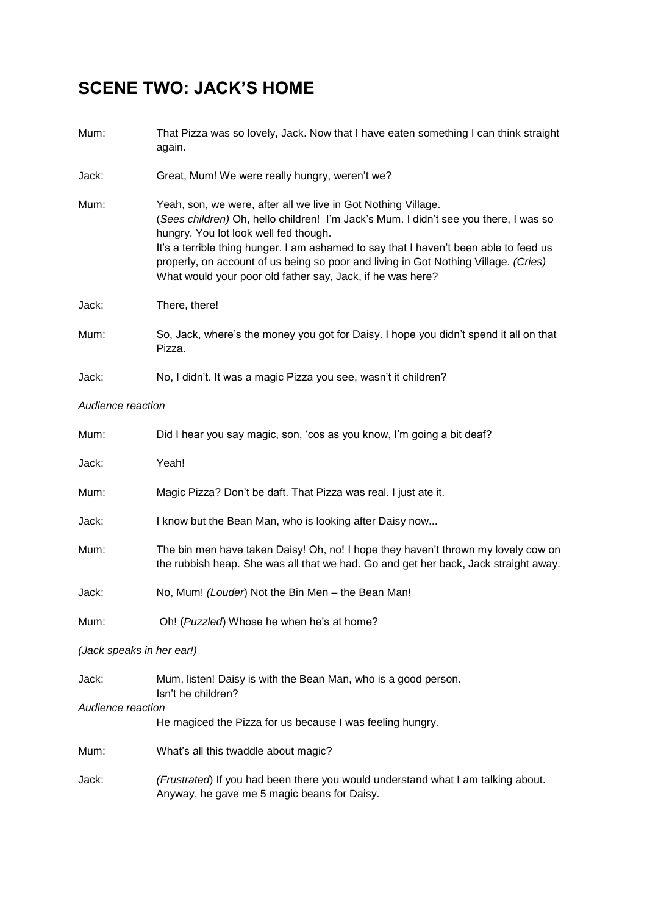## SCENE TWO: JACK'S HOME

Mum: That Pizza was so lovely, Jack. Now that I have eaten something I can think straight again.

Jack: Great, Mum! We were really hungry, weren't we?

Mum: Yeah, son, we were, after all we live in Got Nothing Village.
(*Sees children)* Oh, hello children! I'm Jack's Mum. I didn't see you there, I was so hungry. You lot look well fed though.
It's a terrible thing hunger. I am ashamed to say that I haven't been able to feed us properly, on account of us being so poor and living in Got Nothing Village. *(Cries)*
What would your poor old father say, Jack, if he was here?

Jack: There, there!

Mum: So, Jack, where's the money you got for Daisy. I hope you didn't spend it all on that Pizza.

Jack: No, I didn't. It was a magic Pizza you see, wasn't it children?

*Audience reaction*

Mum: Did I hear you say magic, son, 'cos as you know, I'm going a bit deaf?

Jack: Yeah!

Mum: Magic Pizza? Don't be daft. That Pizza was real. I just ate it.

Jack: I know but the Bean Man, who is looking after Daisy now...

Mum: The bin men have taken Daisy! Oh, no! I hope they haven't thrown my lovely cow on the rubbish heap. She was all that we had. Go and get her back, Jack straight away.

Jack: No, Mum! *(Louder*) Not the Bin Men – the Bean Man!

Mum: Oh! (*Puzzled*) Whose he when he's at home?

*(Jack speaks in her ear!)*

Jack: Mum, listen! Daisy is with the Bean Man, who is a good person.
Isn't he children?

*Audience reaction*

He magiced the Pizza for us because I was feeling hungry.

Mum: What's all this twaddle about magic?

Jack: *(Frustrated*) If you had been there you would understand what I am talking about.
Anyway, he gave me 5 magic beans for Daisy.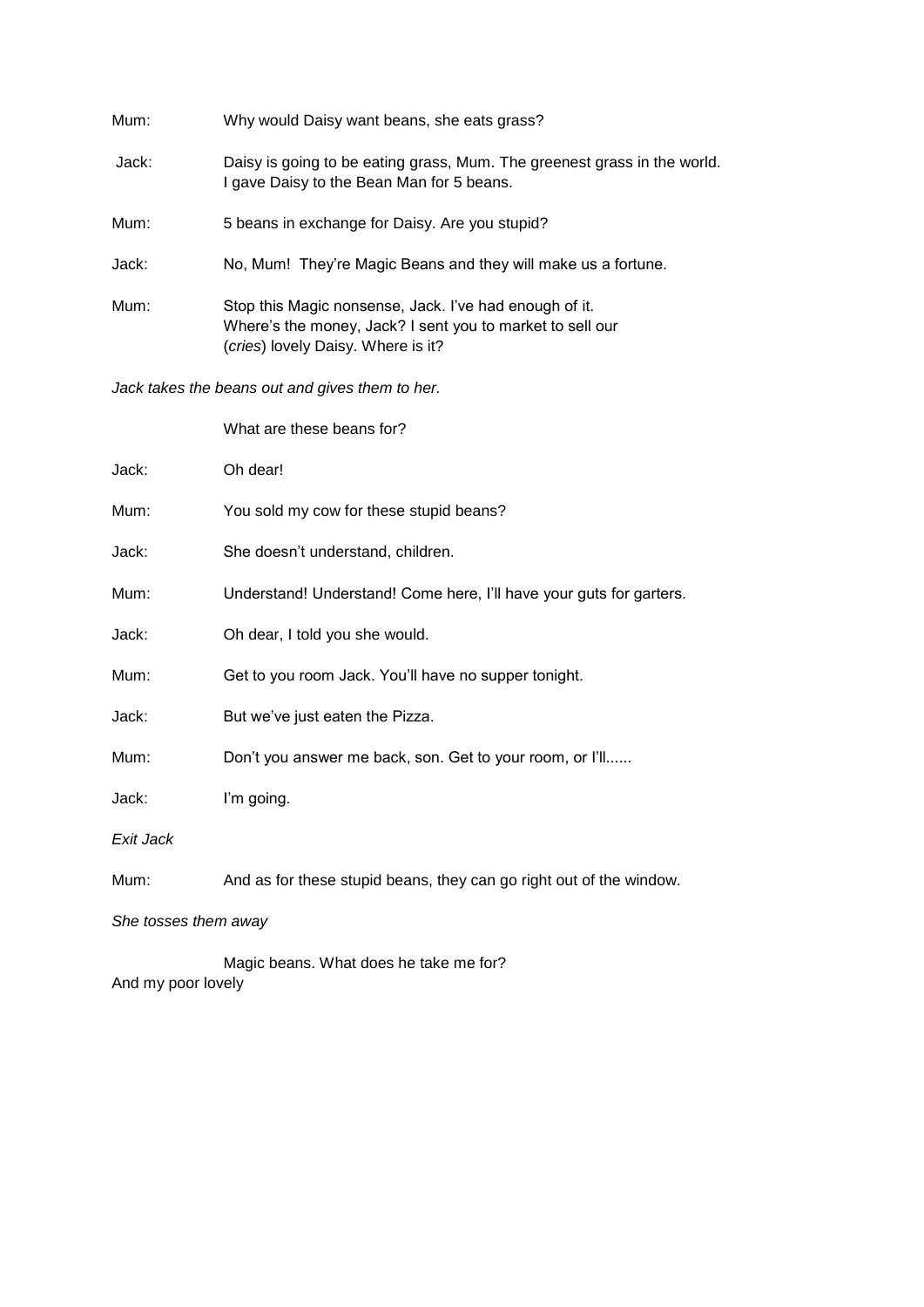Mum: Why would Daisy want beans, she eats grass?

Jack: Daisy is going to be eating grass, Mum. The greenest grass in the world. I gave Daisy to the Bean Man for 5 beans.

Mum: 5 beans in exchange for Daisy. Are you stupid?

Jack: No, Mum! They're Magic Beans and they will make us a fortune.

Mum: Stop this Magic nonsense, Jack. I've had enough of it. Where's the money, Jack? I sent you to market to sell our (*cries*) lovely Daisy. Where is it?

*Jack takes the beans out and gives them to her.*

What are these beans for?

Jack: Oh dear!

Mum: You sold my cow for these stupid beans?

Jack: She doesn't understand, children.

Mum: Understand! Understand! Come here, I'll have your guts for garters.

Jack: Oh dear, I told you she would.

Mum: Get to you room Jack. You'll have no supper tonight.

Jack: But we've just eaten the Pizza.

Mum: Don't you answer me back, son. Get to your room, or I'll......

Jack: I'm going.

*Exit Jack*

Mum: And as for these stupid beans, they can go right out of the window.

*She tosses them away*

Magic beans. What does he take me for?

And my poor lovely